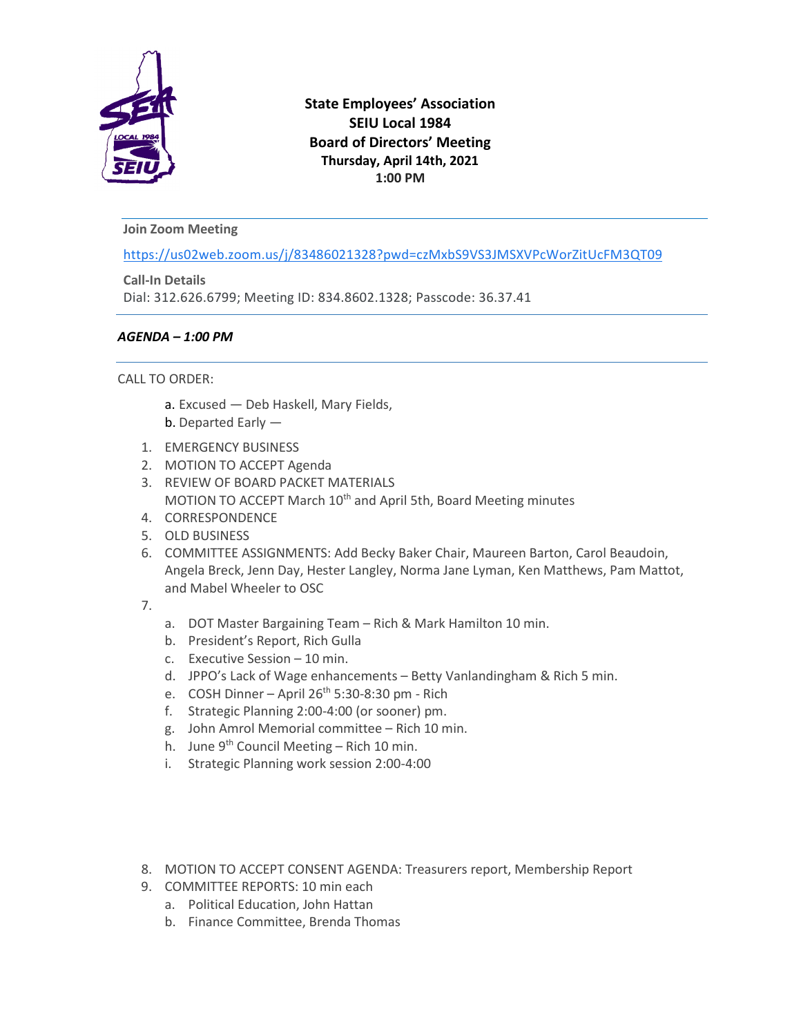**State Employees' Association**
**SEIU Local 1984**
**Board of Directors' Meeting**
**Thursday, April 14th, 2021**
**1:00 PM**

---

**Join Zoom Meeting**

https://us02web.zoom.us/j/83486021328?pwd=czMxbS9VS3JMSXVPcWorZitUcFM3QT09

**Call-In Details**
Dial: 312.626.6799; Meeting ID: 834.8602.1328; Passcode: 36.37.41

---

***AGENDA – 1:00 PM***

---

CALL TO ORDER:

a. Excused — Deb Haskell, Mary Fields,
b. Departed Early —

1. EMERGENCY BUSINESS
2. MOTION TO ACCEPT Agenda
3. REVIEW OF BOARD PACKET MATERIALS
   MOTION TO ACCEPT March 10th and April 5th, Board Meeting minutes
4. CORRESPONDENCE
5. OLD BUSINESS
6. COMMITTEE ASSIGNMENTS: Add Becky Baker Chair, Maureen Barton, Carol Beaudoin, Angela Breck, Jenn Day, Hester Langley, Norma Jane Lyman, Ken Matthews, Pam Mattot, and Mabel Wheeler to OSC
7. 
   a. DOT Master Bargaining Team – Rich & Mark Hamilton 10 min.
   b. President's Report, Rich Gulla
   c. Executive Session – 10 min.
   d. JPPO's Lack of Wage enhancements – Betty Vanlandingham & Rich 5 min.
   e. COSH Dinner – April 26th 5:30-8:30 pm - Rich
   f. Strategic Planning 2:00-4:00 (or sooner) pm.
   g. John Amrol Memorial committee – Rich 10 min.
   h. June 9th Council Meeting – Rich 10 min.
   i. Strategic Planning work session 2:00-4:00
8. MOTION TO ACCEPT CONSENT AGENDA: Treasurers report, Membership Report
9. COMMITTEE REPORTS: 10 min each
   a. Political Education, John Hattan
   b. Finance Committee, Brenda Thomas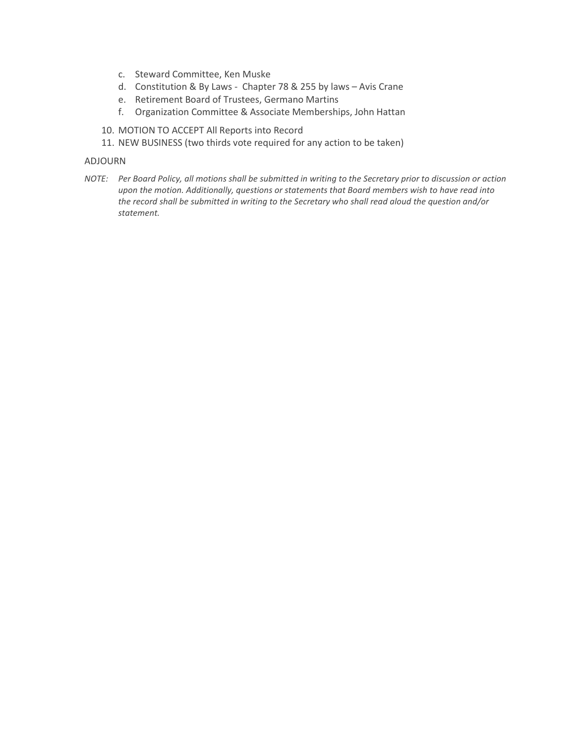c. Steward Committee, Ken Muske
d. Constitution & By Laws - Chapter 78 & 255 by laws – Avis Crane
e. Retirement Board of Trustees, Germano Martins
f. Organization Committee & Associate Memberships, John Hattan

10. MOTION TO ACCEPT All Reports into Record
11. NEW BUSINESS (two thirds vote required for any action to be taken)

ADJOURN

*NOTE: Per Board Policy, all motions shall be submitted in writing to the Secretary prior to discussion or action upon the motion. Additionally, questions or statements that Board members wish to have read into the record shall be submitted in writing to the Secretary who shall read aloud the question and/or statement.*